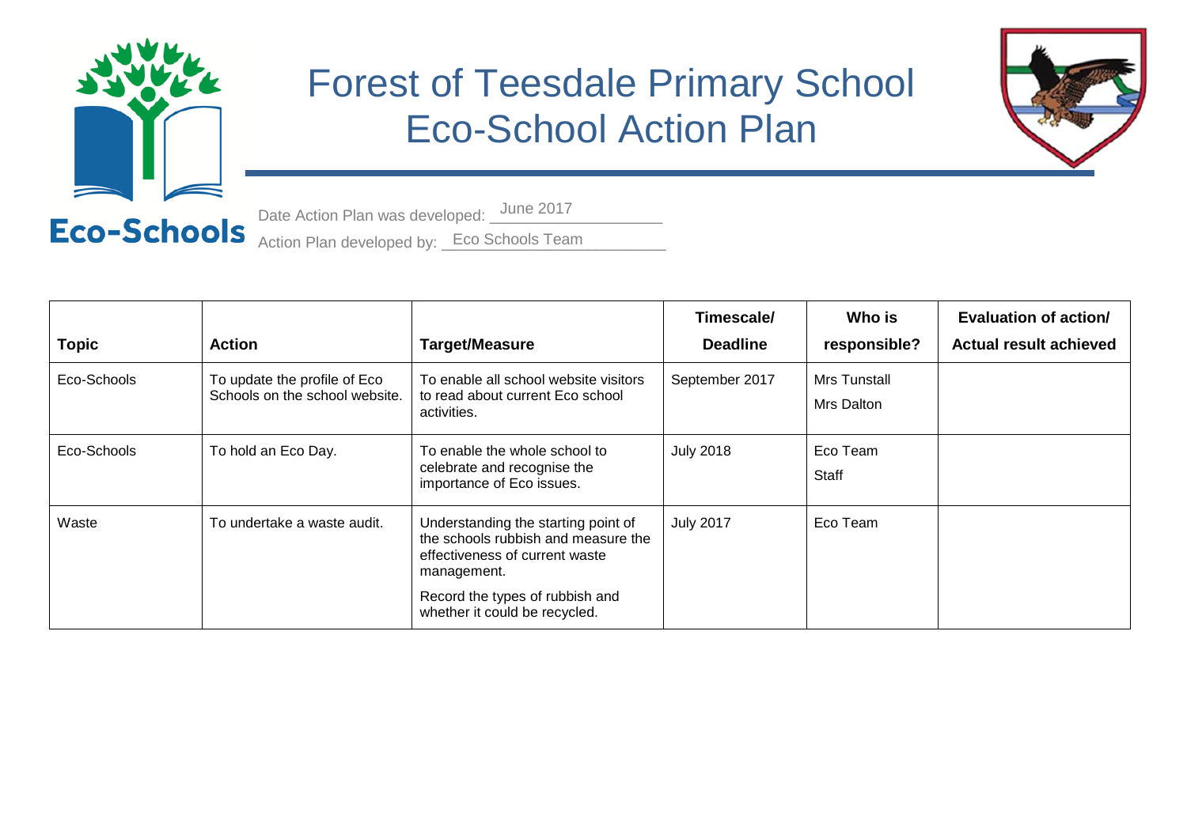# Forest of Teesdale Primary School
# Eco-School Action Plan

Eco-Schools

Date Action Plan was developed: June 2017

Action Plan developed by: Eco Schools Team

| Topic | Action | Target/Measure | Timescale/ Deadline | Who is responsible? | Evaluation of action/ Actual result achieved |
|---|---|---|---|---|---|
| Eco-Schools | To update the profile of Eco Schools on the school website. | To enable all school website visitors to read about current Eco school activities. | September 2017 | Mrs Tunstall<br>Mrs Dalton | |
| Eco-Schools | To hold an Eco Day. | To enable the whole school to celebrate and recognise the importance of Eco issues. | July 2018 | Eco Team<br>Staff | |
| Waste | To undertake a waste audit. | Understanding the starting point of the schools rubbish and measure the effectiveness of current waste management.<br>Record the types of rubbish and whether it could be recycled. | July 2017 | Eco Team | |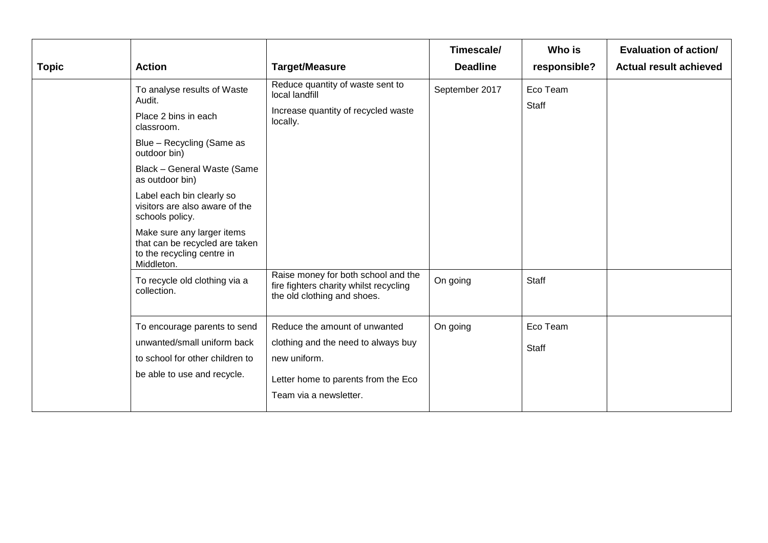| Topic | Action | Target/Measure | Timescale/ Deadline | Who is responsible? | Evaluation of action/ Actual result achieved |
|---|---|---|---|---|---|
| | To analyse results of Waste Audit.<br>Place 2 bins in each classroom.<br>Blue – Recycling (Same as outdoor bin)<br>Black – General Waste (Same as outdoor bin)<br>Label each bin clearly so visitors are also aware of the schools policy.<br>Make sure any larger items that can be recycled are taken to the recycling centre in Middleton. | Reduce quantity of waste sent to local landfill<br>Increase quantity of recycled waste locally. | September 2017 | Eco Team<br>Staff | |
| | To recycle old clothing via a collection. | Raise money for both school and the fire fighters charity whilst recycling the old clothing and shoes. | On going | Staff | |
| | To encourage parents to send unwanted/small uniform back to school for other children to be able to use and recycle. | Reduce the amount of unwanted clothing and the need to always buy new uniform.<br>Letter home to parents from the Eco Team via a newsletter. | On going | Eco Team<br>Staff | |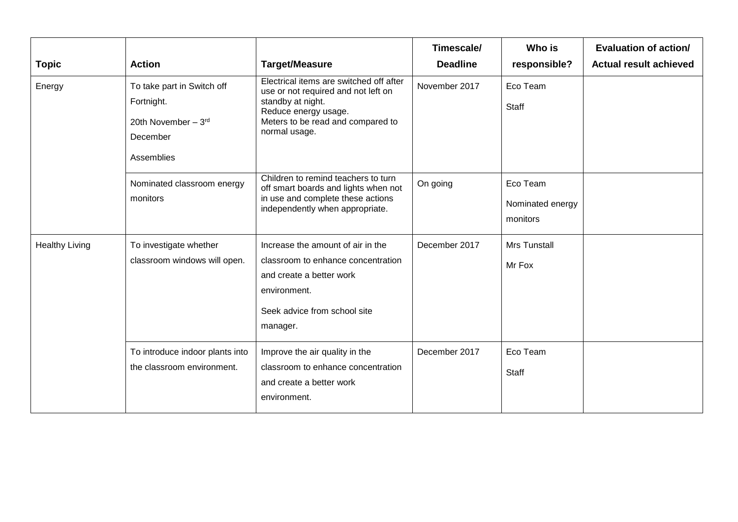| Topic | Action | Target/Measure | Timescale/ Deadline | Who is responsible? | Evaluation of action/ Actual result achieved |
|---|---|---|---|---|---|
| Energy | To take part in Switch off Fortnight.<br><br>20th November – 3rd December<br><br>Assemblies | Electrical items are switched off after use or not required and not left on standby at night.<br>Reduce energy usage.<br>Meters to be read and compared to normal usage. | November 2017 | Eco Team<br><br>Staff | |
| | Nominated classroom energy monitors | Children to remind teachers to turn off smart boards and lights when not in use and complete these actions independently when appropriate. | On going | Eco Team<br><br>Nominated energy monitors | |
| Healthy Living | To investigate whether classroom windows will open. | Increase the amount of air in the classroom to enhance concentration and create a better work environment.<br><br>Seek advice from school site manager. | December 2017 | Mrs Tunstall<br><br>Mr Fox | |
| | To introduce indoor plants into the classroom environment. | Improve the air quality in the classroom to enhance concentration and create a better work environment. | December 2017 | Eco Team<br><br>Staff | |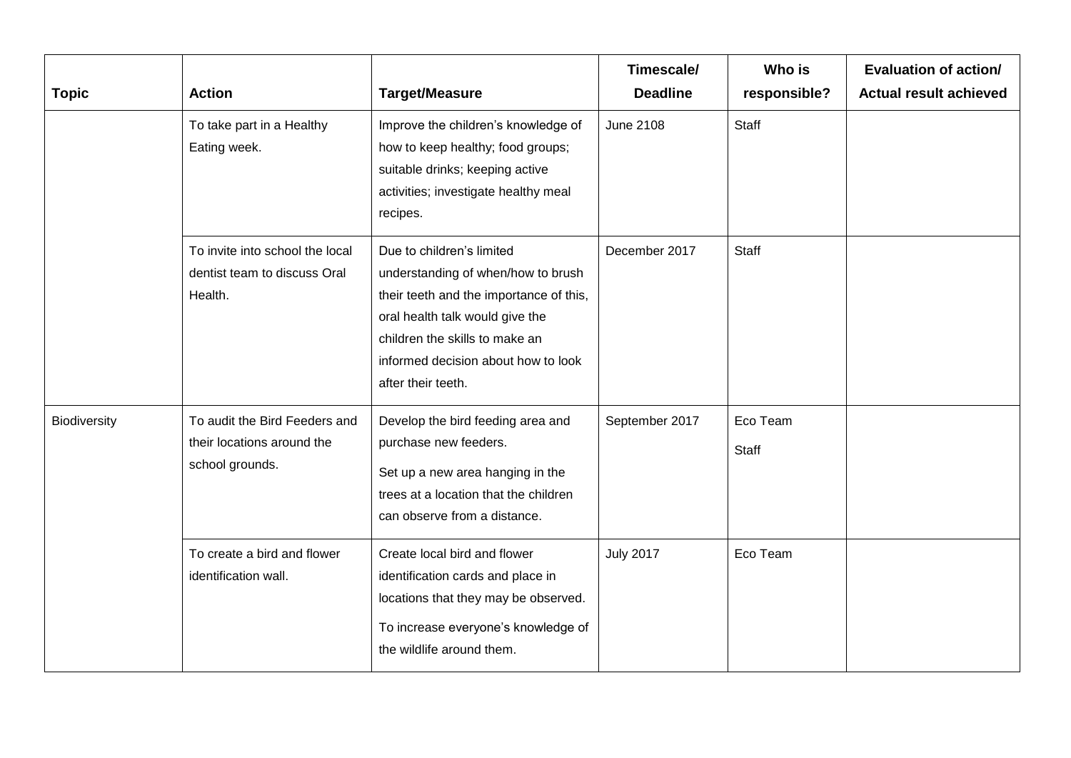| Topic | Action | Target/Measure | Timescale/ Deadline | Who is responsible? | Evaluation of action/ Actual result achieved |
|---|---|---|---|---|---|
| | To take part in a Healthy Eating week. | Improve the children's knowledge of how to keep healthy; food groups; suitable drinks; keeping active activities; investigate healthy meal recipes. | June 2108 | Staff | |
| | To invite into school the local dentist team to discuss Oral Health. | Due to children's limited understanding of when/how to brush their teeth and the importance of this, oral health talk would give the children the skills to make an informed decision about how to look after their teeth. | December 2017 | Staff | |
| Biodiversity | To audit the Bird Feeders and their locations around the school grounds. | Develop the bird feeding area and purchase new feeders.<br><br>Set up a new area hanging in the trees at a location that the children can observe from a distance. | September 2017 | Eco Team<br><br>Staff | |
| | To create a bird and flower identification wall. | Create local bird and flower identification cards and place in locations that they may be observed.<br><br>To increase everyone's knowledge of the wildlife around them. | July 2017 | Eco Team | |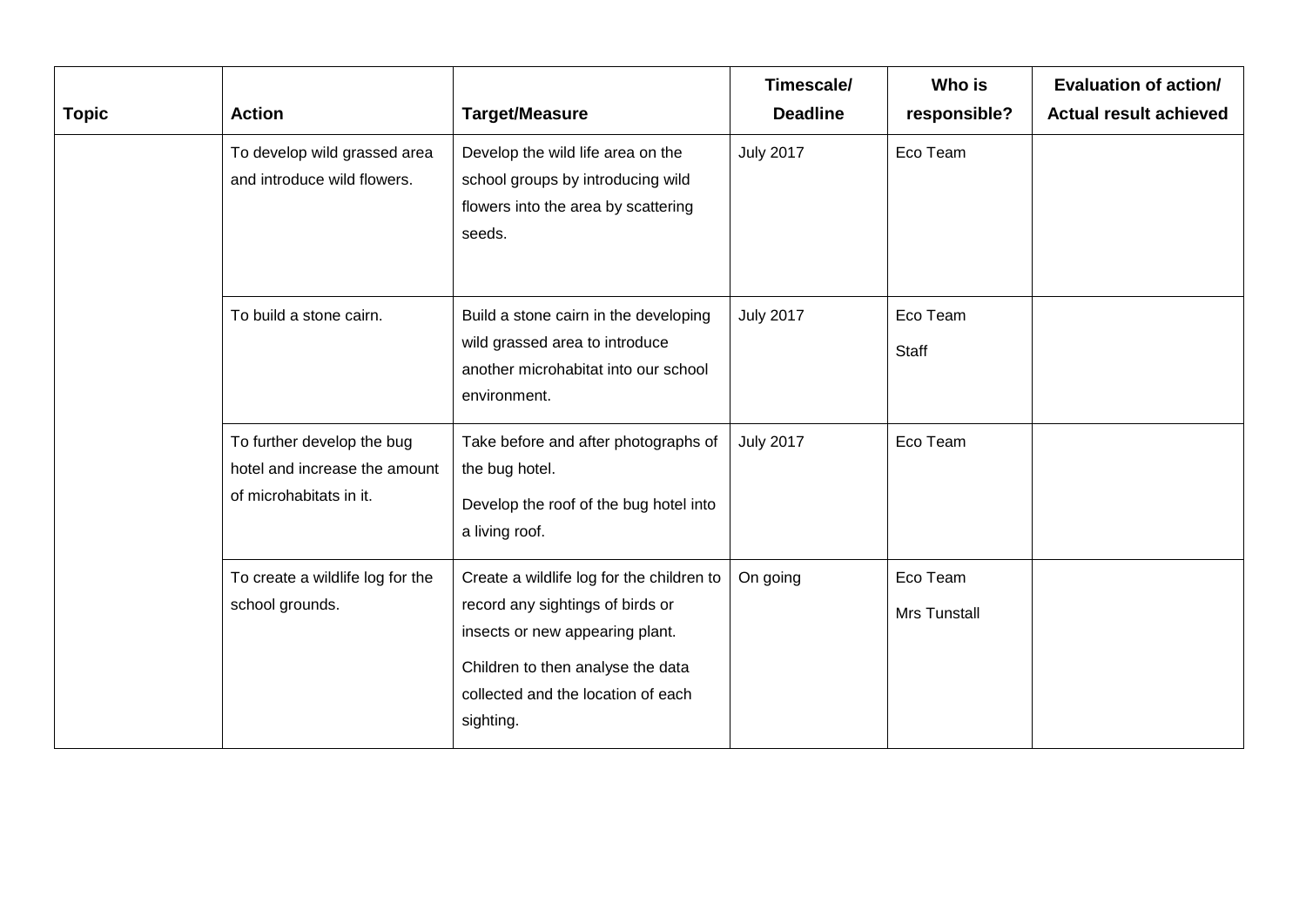| Topic | Action | Target/Measure | Timescale/ Deadline | Who is responsible? | Evaluation of action/ Actual result achieved |
| --- | --- | --- | --- | --- | --- |
| | To develop wild grassed area and introduce wild flowers. | Develop the wild life area on the school groups by introducing wild flowers into the area by scattering seeds. | July 2017 | Eco Team | |
| | To build a stone cairn. | Build a stone cairn in the developing wild grassed area to introduce another microhabitat into our school environment. | July 2017 | Eco Team<br>Staff | |
| | To further develop the bug hotel and increase the amount of microhabitats in it. | Take before and after photographs of the bug hotel.<br>Develop the roof of the bug hotel into a living roof. | July 2017 | Eco Team | |
| | To create a wildlife log for the school grounds. | Create a wildlife log for the children to record any sightings of birds or insects or new appearing plant.<br>Children to then analyse the data collected and the location of each sighting. | On going | Eco Team<br>Mrs Tunstall | |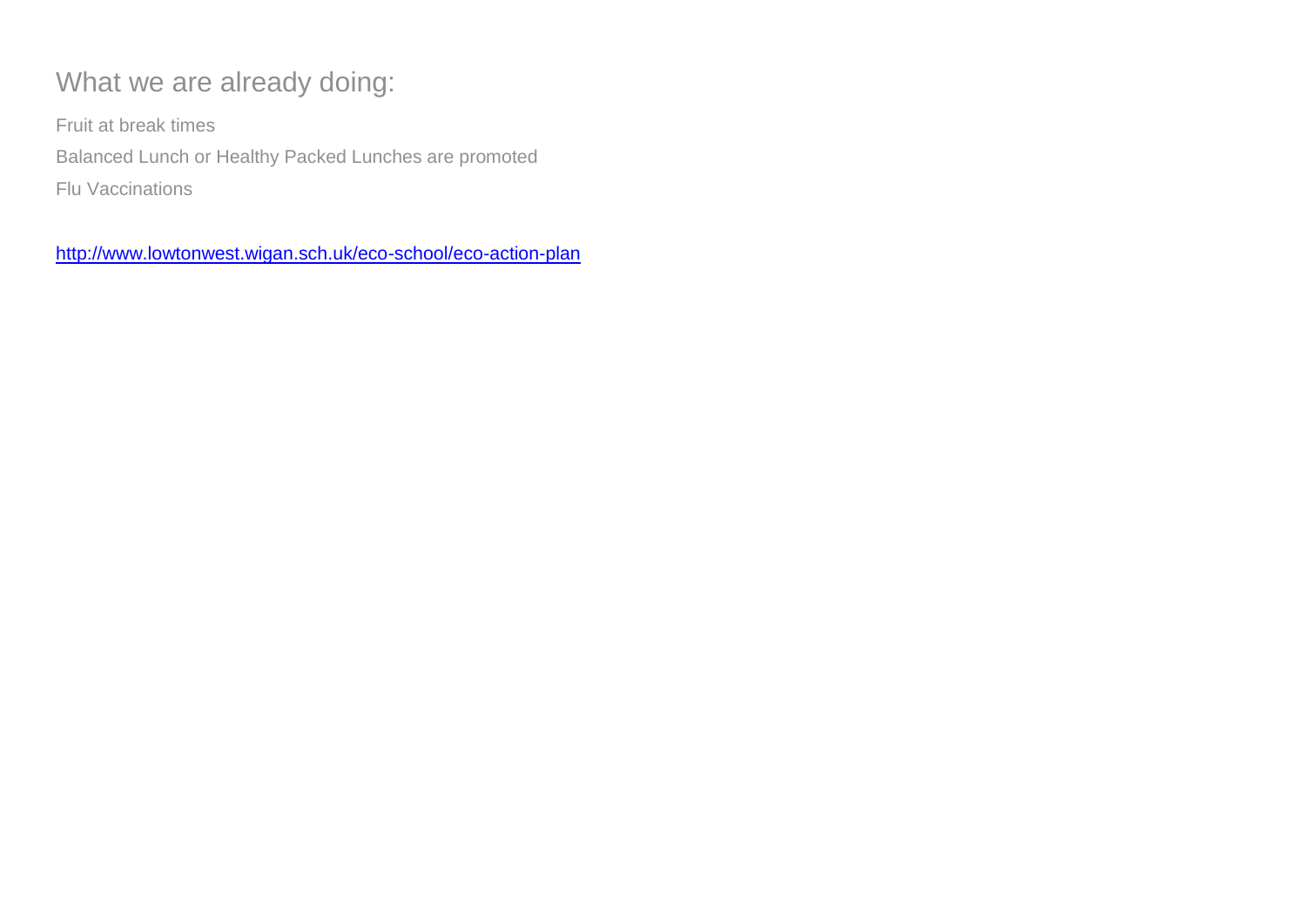## What we are already doing:

Fruit at break times

Balanced Lunch or Healthy Packed Lunches are promoted

Flu Vaccinations

http://www.lowtonwest.wigan.sch.uk/eco-school/eco-action-plan